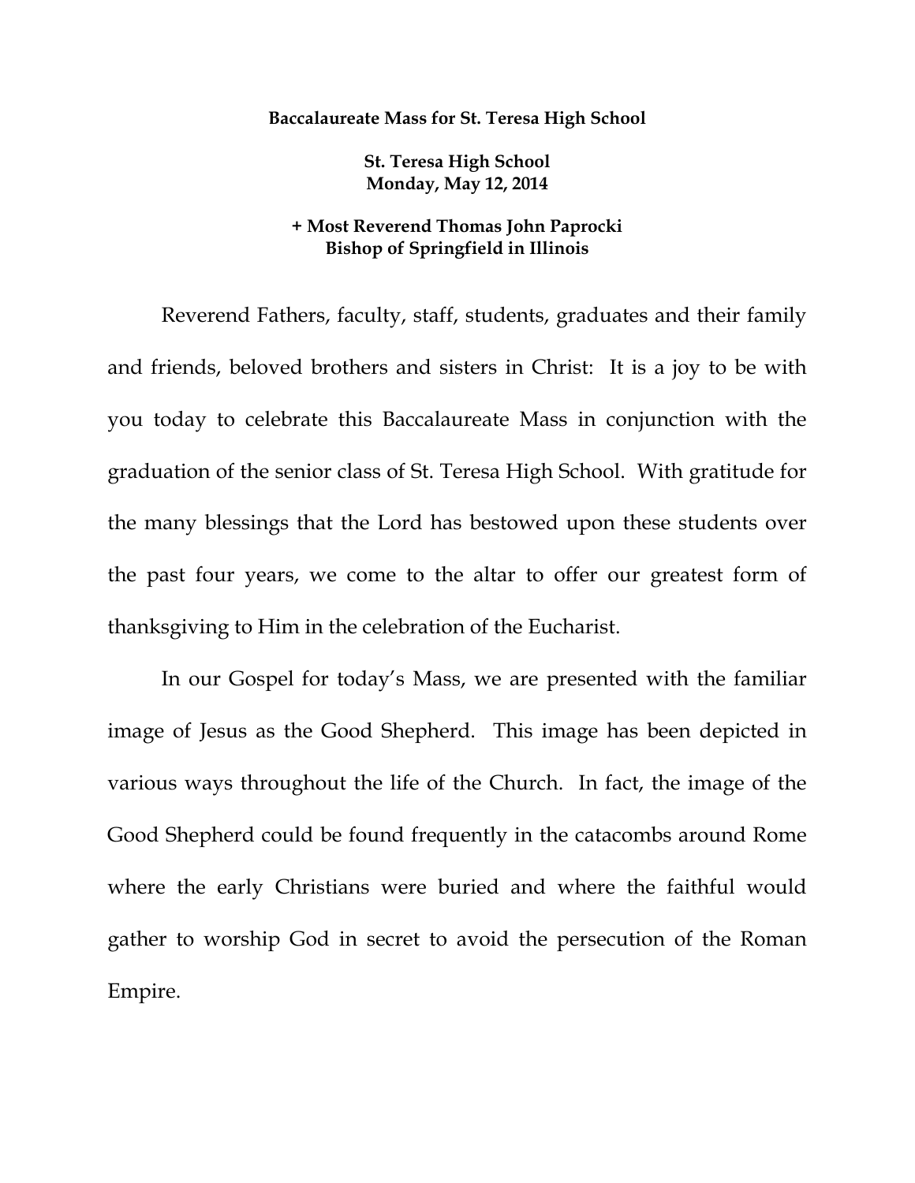**Baccalaureate Mass for St. Teresa High School**

**St. Teresa High School**
**Monday, May 12, 2014**

**+ Most Reverend Thomas John Paprocki**
**Bishop of Springfield in Illinois**

Reverend Fathers, faculty, staff, students, graduates and their family and friends, beloved brothers and sisters in Christ: It is a joy to be with you today to celebrate this Baccalaureate Mass in conjunction with the graduation of the senior class of St. Teresa High School. With gratitude for the many blessings that the Lord has bestowed upon these students over the past four years, we come to the altar to offer our greatest form of thanksgiving to Him in the celebration of the Eucharist.

In our Gospel for today's Mass, we are presented with the familiar image of Jesus as the Good Shepherd. This image has been depicted in various ways throughout the life of the Church. In fact, the image of the Good Shepherd could be found frequently in the catacombs around Rome where the early Christians were buried and where the faithful would gather to worship God in secret to avoid the persecution of the Roman Empire.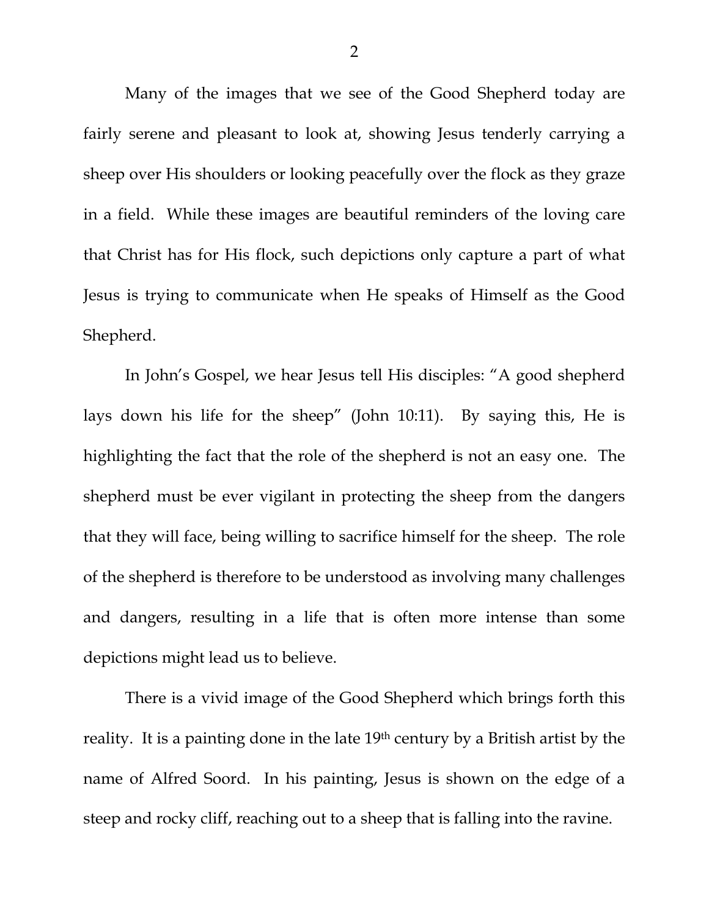Many of the images that we see of the Good Shepherd today are fairly serene and pleasant to look at, showing Jesus tenderly carrying a sheep over His shoulders or looking peacefully over the flock as they graze in a field. While these images are beautiful reminders of the loving care that Christ has for His flock, such depictions only capture a part of what Jesus is trying to communicate when He speaks of Himself as the Good Shepherd.

In John's Gospel, we hear Jesus tell His disciples: "A good shepherd lays down his life for the sheep" (John 10:11). By saying this, He is highlighting the fact that the role of the shepherd is not an easy one. The shepherd must be ever vigilant in protecting the sheep from the dangers that they will face, being willing to sacrifice himself for the sheep. The role of the shepherd is therefore to be understood as involving many challenges and dangers, resulting in a life that is often more intense than some depictions might lead us to believe.

There is a vivid image of the Good Shepherd which brings forth this reality. It is a painting done in the late 19th century by a British artist by the name of Alfred Soord. In his painting, Jesus is shown on the edge of a steep and rocky cliff, reaching out to a sheep that is falling into the ravine.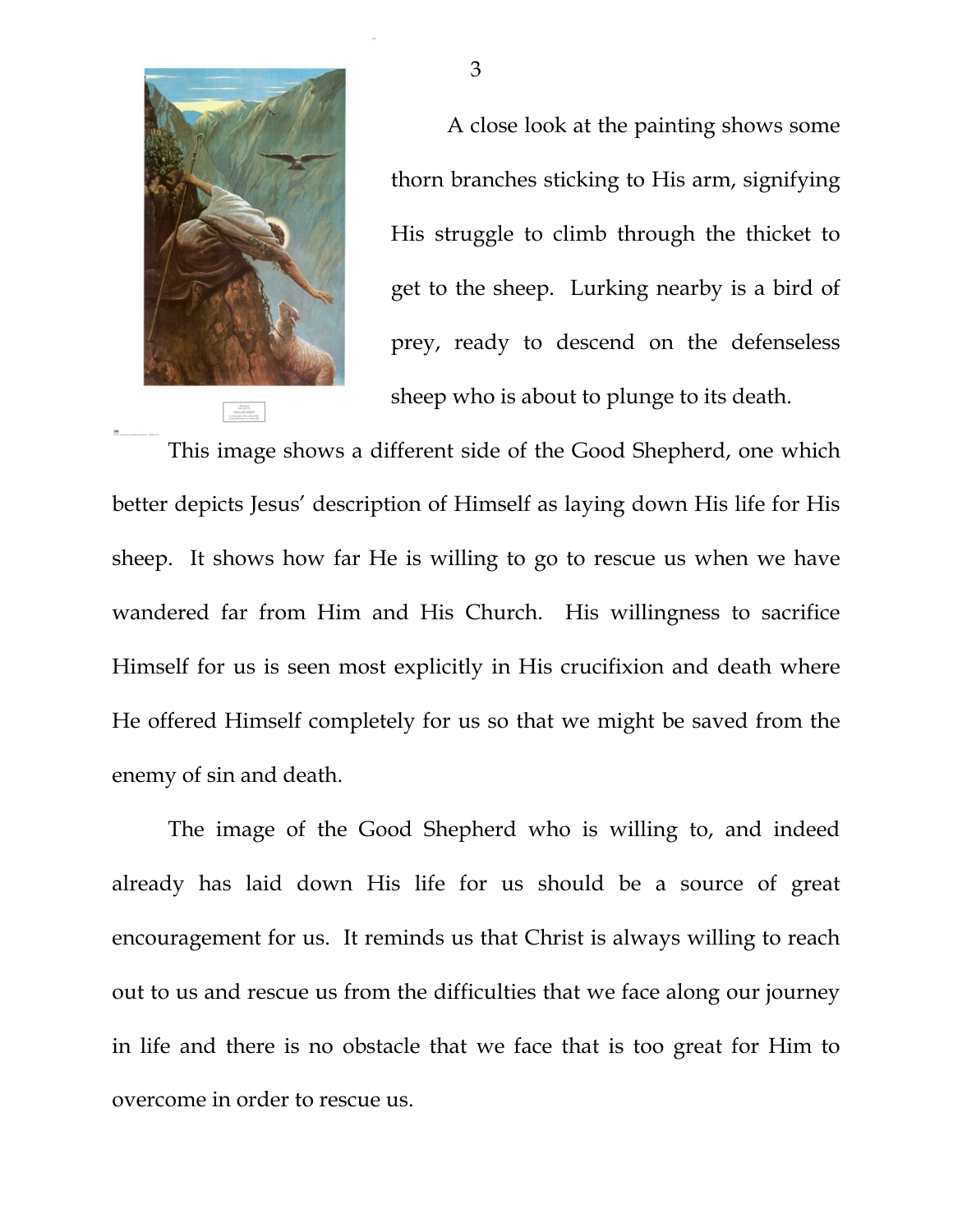A close look at the painting shows some thorn branches sticking to His arm, signifying His struggle to climb through the thicket to get to the sheep. Lurking nearby is a bird of prey, ready to descend on the defenseless sheep who is about to plunge to its death.

This image shows a different side of the Good Shepherd, one which better depicts Jesus' description of Himself as laying down His life for His sheep. It shows how far He is willing to go to rescue us when we have wandered far from Him and His Church. His willingness to sacrifice Himself for us is seen most explicitly in His crucifixion and death where He offered Himself completely for us so that we might be saved from the enemy of sin and death.

The image of the Good Shepherd who is willing to, and indeed already has laid down His life for us should be a source of great encouragement for us. It reminds us that Christ is always willing to reach out to us and rescue us from the difficulties that we face along our journey in life and there is no obstacle that we face that is too great for Him to overcome in order to rescue us.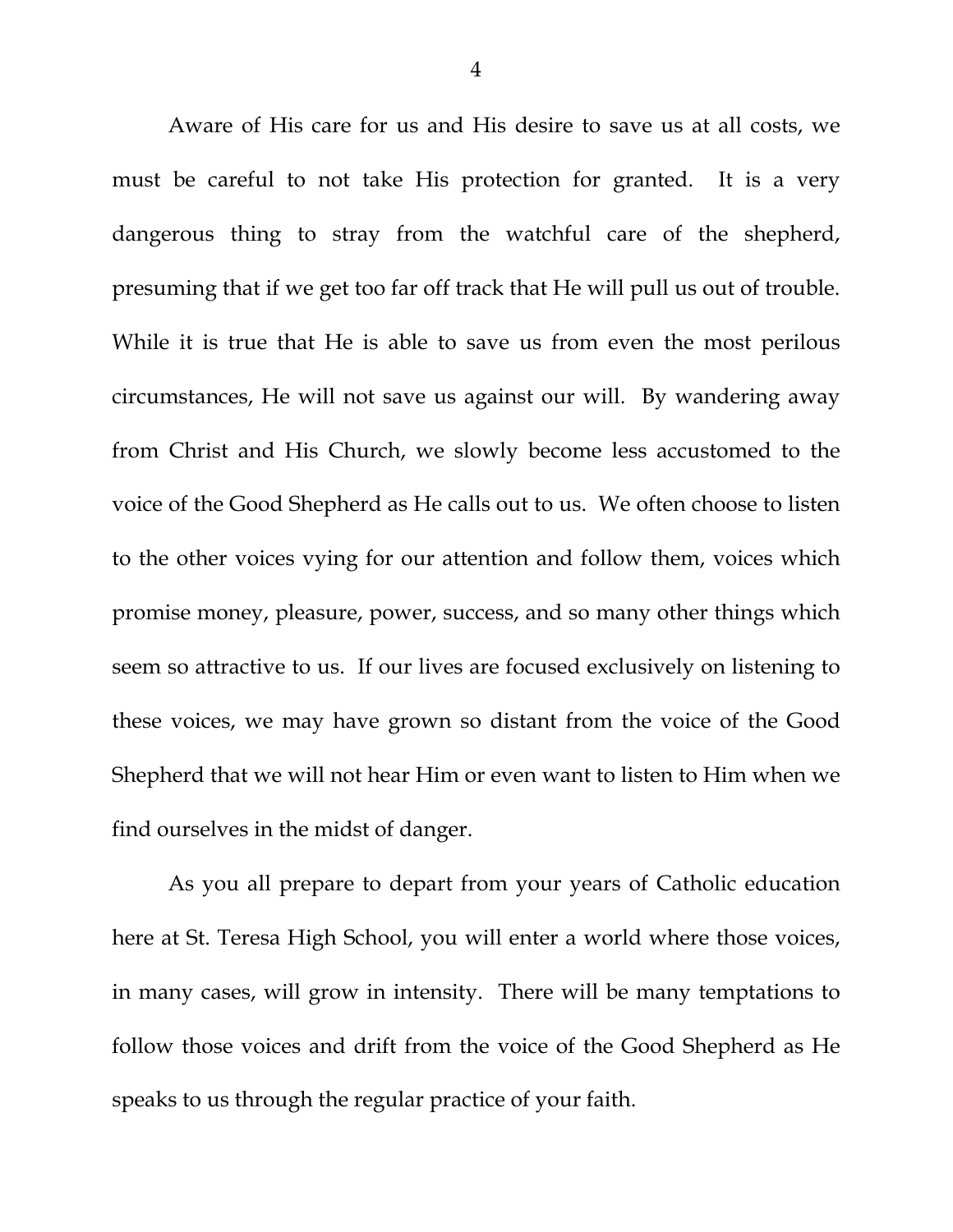Aware of His care for us and His desire to save us at all costs, we must be careful to not take His protection for granted. It is a very dangerous thing to stray from the watchful care of the shepherd, presuming that if we get too far off track that He will pull us out of trouble. While it is true that He is able to save us from even the most perilous circumstances, He will not save us against our will. By wandering away from Christ and His Church, we slowly become less accustomed to the voice of the Good Shepherd as He calls out to us. We often choose to listen to the other voices vying for our attention and follow them, voices which promise money, pleasure, power, success, and so many other things which seem so attractive to us. If our lives are focused exclusively on listening to these voices, we may have grown so distant from the voice of the Good Shepherd that we will not hear Him or even want to listen to Him when we find ourselves in the midst of danger.

As you all prepare to depart from your years of Catholic education here at St. Teresa High School, you will enter a world where those voices, in many cases, will grow in intensity. There will be many temptations to follow those voices and drift from the voice of the Good Shepherd as He speaks to us through the regular practice of your faith.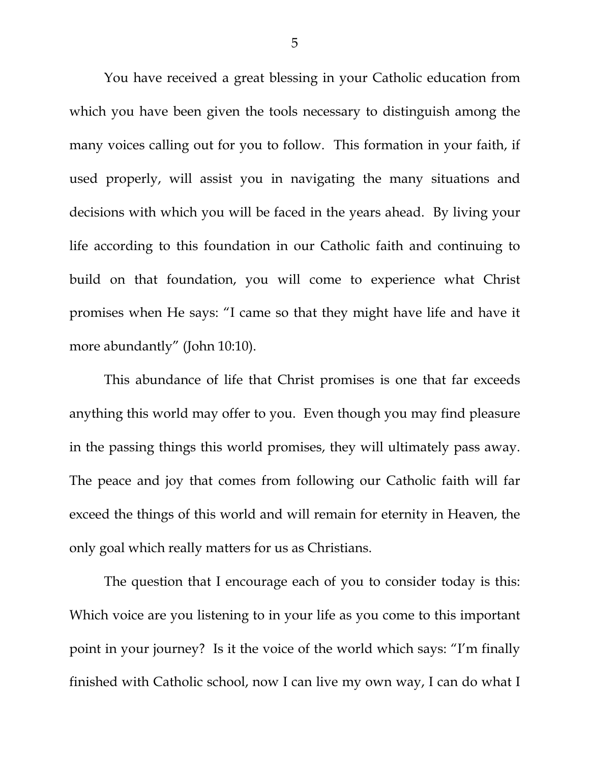You have received a great blessing in your Catholic education from which you have been given the tools necessary to distinguish among the many voices calling out for you to follow. This formation in your faith, if used properly, will assist you in navigating the many situations and decisions with which you will be faced in the years ahead. By living your life according to this foundation in our Catholic faith and continuing to build on that foundation, you will come to experience what Christ promises when He says: "I came so that they might have life and have it more abundantly" (John 10:10).

This abundance of life that Christ promises is one that far exceeds anything this world may offer to you. Even though you may find pleasure in the passing things this world promises, they will ultimately pass away. The peace and joy that comes from following our Catholic faith will far exceed the things of this world and will remain for eternity in Heaven, the only goal which really matters for us as Christians.

The question that I encourage each of you to consider today is this: Which voice are you listening to in your life as you come to this important point in your journey? Is it the voice of the world which says: "I'm finally finished with Catholic school, now I can live my own way, I can do what I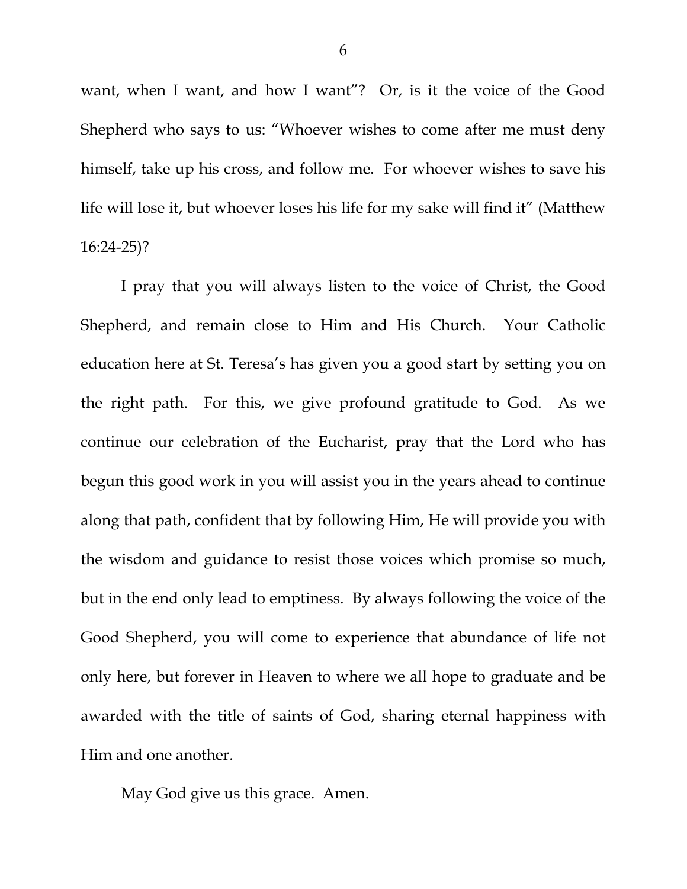want, when I want, and how I want"? Or, is it the voice of the Good Shepherd who says to us: "Whoever wishes to come after me must deny himself, take up his cross, and follow me. For whoever wishes to save his life will lose it, but whoever loses his life for my sake will find it" (Matthew 16:24-25)?

I pray that you will always listen to the voice of Christ, the Good Shepherd, and remain close to Him and His Church. Your Catholic education here at St. Teresa's has given you a good start by setting you on the right path. For this, we give profound gratitude to God. As we continue our celebration of the Eucharist, pray that the Lord who has begun this good work in you will assist you in the years ahead to continue along that path, confident that by following Him, He will provide you with the wisdom and guidance to resist those voices which promise so much, but in the end only lead to emptiness. By always following the voice of the Good Shepherd, you will come to experience that abundance of life not only here, but forever in Heaven to where we all hope to graduate and be awarded with the title of saints of God, sharing eternal happiness with Him and one another.

May God give us this grace. Amen.